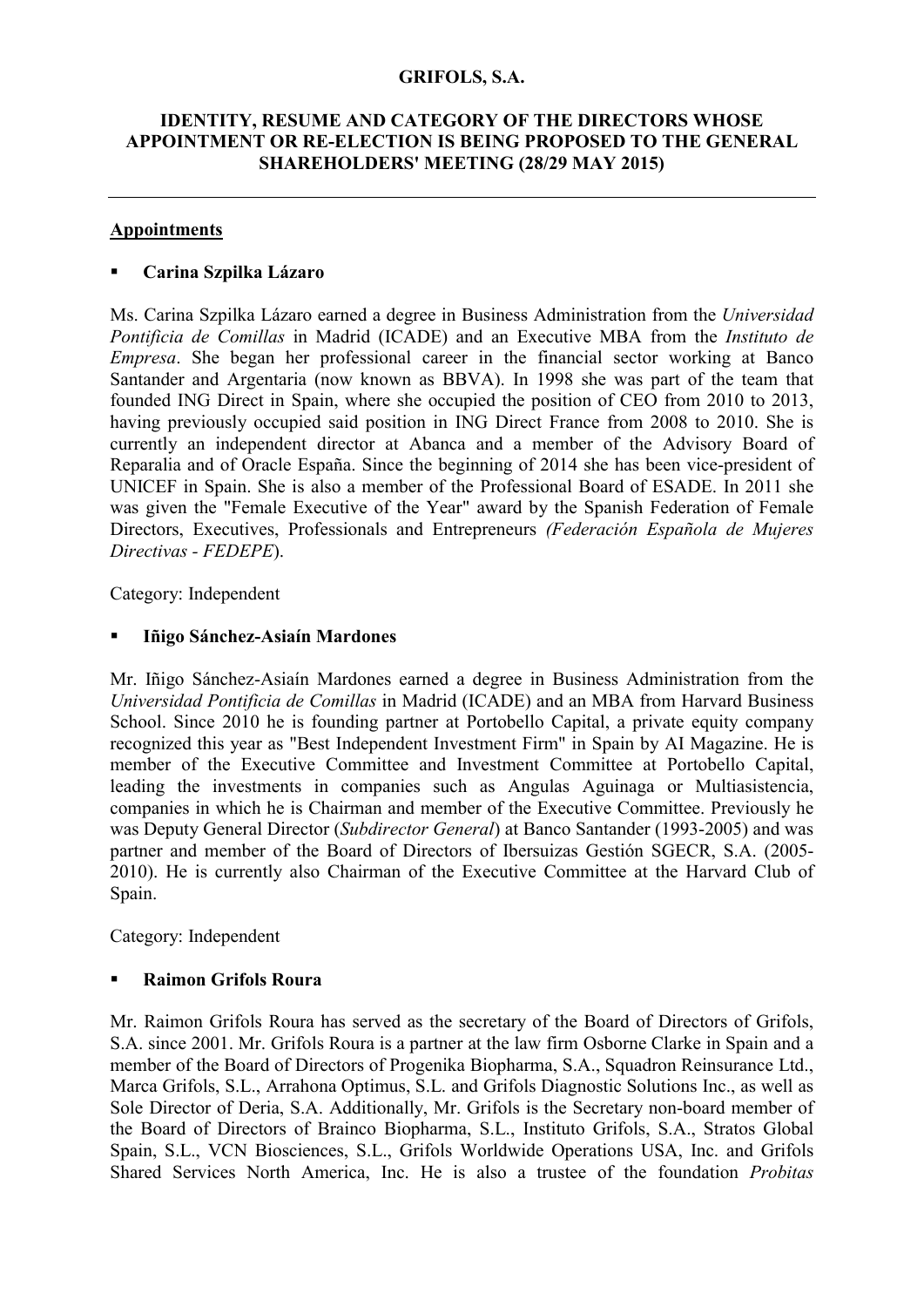**GRIFOLS, S.A.**

**IDENTITY, RESUME AND CATEGORY OF THE DIRECTORS WHOSE APPOINTMENT OR RE-ELECTION IS BEING PROPOSED TO THE GENERAL SHAREHOLDERS' MEETING (28/29 MAY 2015)**

---

**Appointments**

- **Carina Szpilka Lázaro**

Ms. Carina Szpilka Lázaro earned a degree in Business Administration from the *Universidad Pontificia de Comillas* in Madrid (ICADE) and an Executive MBA from the *Instituto de Empresa*. She began her professional career in the financial sector working at Banco Santander and Argentaria (now known as BBVA). In 1998 she was part of the team that founded ING Direct in Spain, where she occupied the position of CEO from 2010 to 2013, having previously occupied said position in ING Direct France from 2008 to 2010. She is currently an independent director at Abanca and a member of the Advisory Board of Reparalia and of Oracle España. Since the beginning of 2014 she has been vice-president of UNICEF in Spain. She is also a member of the Professional Board of ESADE. In 2011 she was given the "Female Executive of the Year" award by the Spanish Federation of Female Directors, Executives, Professionals and Entrepreneurs *(Federación Española de Mujeres Directivas - FEDEPE*).

Category: Independent

- **Iñigo Sánchez-Asiaín Mardones**

Mr. Iñigo Sánchez-Asiaín Mardones earned a degree in Business Administration from the *Universidad Pontificia de Comillas* in Madrid (ICADE) and an MBA from Harvard Business School. Since 2010 he is founding partner at Portobello Capital, a private equity company recognized this year as "Best Independent Investment Firm" in Spain by AI Magazine. He is member of the Executive Committee and Investment Committee at Portobello Capital, leading the investments in companies such as Angulas Aguinaga or Multiasistencia, companies in which he is Chairman and member of the Executive Committee. Previously he was Deputy General Director (*Subdirector General*) at Banco Santander (1993-2005) and was partner and member of the Board of Directors of Ibersuizas Gestión SGECR, S.A. (2005-2010). He is currently also Chairman of the Executive Committee at the Harvard Club of Spain.

Category: Independent

- **Raimon Grifols Roura**

Mr. Raimon Grifols Roura has served as the secretary of the Board of Directors of Grifols, S.A. since 2001. Mr. Grifols Roura is a partner at the law firm Osborne Clarke in Spain and a member of the Board of Directors of Progenika Biopharma, S.A., Squadron Reinsurance Ltd., Marca Grifols, S.L., Arrahona Optimus, S.L. and Grifols Diagnostic Solutions Inc., as well as Sole Director of Deria, S.A. Additionally, Mr. Grifols is the Secretary non-board member of the Board of Directors of Brainco Biopharma, S.L., Instituto Grifols, S.A., Stratos Global Spain, S.L., VCN Biosciences, S.L., Grifols Worldwide Operations USA, Inc. and Grifols Shared Services North America, Inc. He is also a trustee of the foundation *Probitas*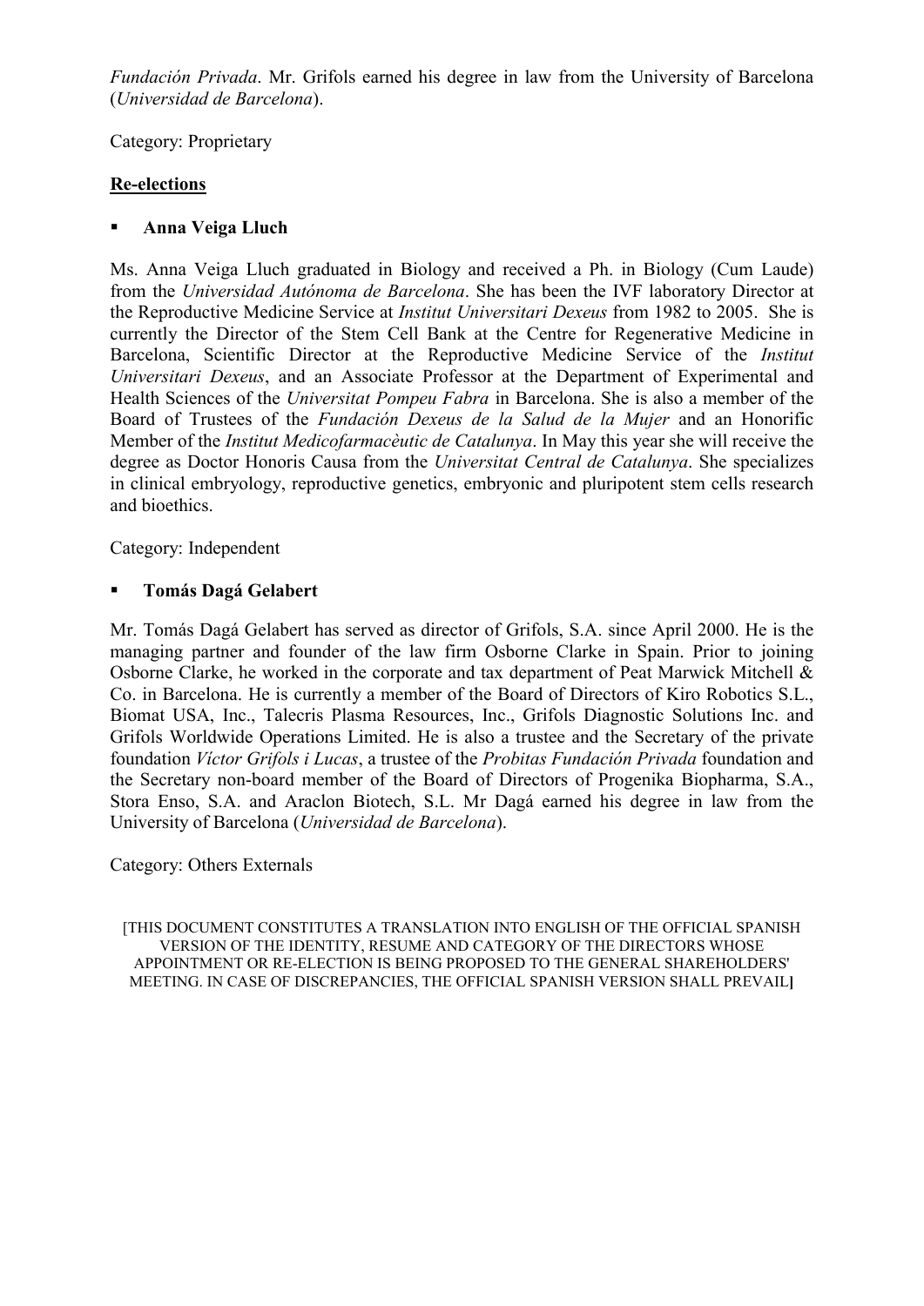*Fundación Privada*. Mr. Grifols earned his degree in law from the University of Barcelona (*Universidad de Barcelona*).

Category: Proprietary

**Re-elections**

- **Anna Veiga Lluch**

Ms. Anna Veiga Lluch graduated in Biology and received a Ph. in Biology (Cum Laude) from the *Universidad Autónoma de Barcelona*. She has been the IVF laboratory Director at the Reproductive Medicine Service at *Institut Universitari Dexeus* from 1982 to 2005. She is currently the Director of the Stem Cell Bank at the Centre for Regenerative Medicine in Barcelona, Scientific Director at the Reproductive Medicine Service of the *Institut Universitari Dexeus*, and an Associate Professor at the Department of Experimental and Health Sciences of the *Universitat Pompeu Fabra* in Barcelona. She is also a member of the Board of Trustees of the *Fundación Dexeus de la Salud de la Mujer* and an Honorific Member of the *Institut Medicofarmacèutic de Catalunya*. In May this year she will receive the degree as Doctor Honoris Causa from the *Universitat Central de Catalunya*. She specializes in clinical embryology, reproductive genetics, embryonic and pluripotent stem cells research and bioethics.

Category: Independent

- **Tomás Dagá Gelabert**

Mr. Tomás Dagá Gelabert has served as director of Grifols, S.A. since April 2000. He is the managing partner and founder of the law firm Osborne Clarke in Spain. Prior to joining Osborne Clarke, he worked in the corporate and tax department of Peat Marwick Mitchell & Co. in Barcelona. He is currently a member of the Board of Directors of Kiro Robotics S.L., Biomat USA, Inc., Talecris Plasma Resources, Inc., Grifols Diagnostic Solutions Inc. and Grifols Worldwide Operations Limited. He is also a trustee and the Secretary of the private foundation *Víctor Grifols i Lucas*, a trustee of the *Probitas Fundación Privada* foundation and the Secretary non-board member of the Board of Directors of Progenika Biopharma, S.A., Stora Enso, S.A. and Araclon Biotech, S.L. Mr Dagá earned his degree in law from the University of Barcelona (*Universidad de Barcelona*).

Category: Others Externals

[THIS DOCUMENT CONSTITUTES A TRANSLATION INTO ENGLISH OF THE OFFICIAL SPANISH VERSION OF THE IDENTITY, RESUME AND CATEGORY OF THE DIRECTORS WHOSE APPOINTMENT OR RE-ELECTION IS BEING PROPOSED TO THE GENERAL SHAREHOLDERS' MEETING. IN CASE OF DISCREPANCIES, THE OFFICIAL SPANISH VERSION SHALL PREVAIL]